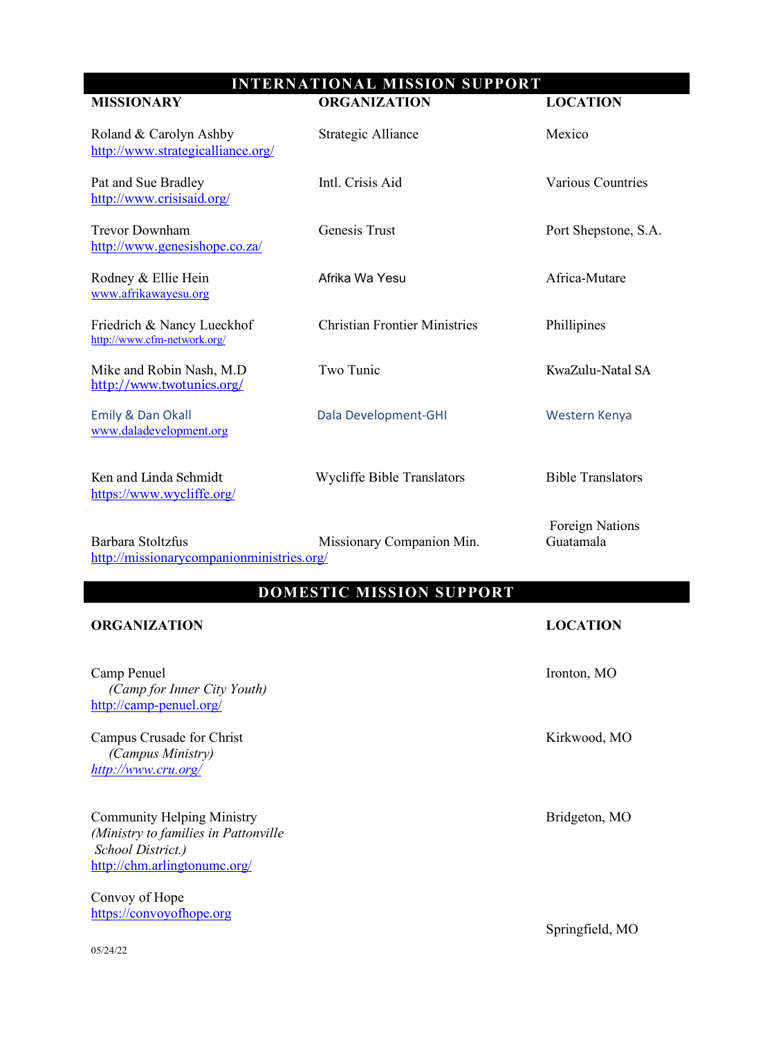## INTERNATIONAL MISSION SUPPORT

| MISSIONARY | ORGANIZATION | LOCATION |
|---|---|---|
| Roland & Carolyn Ashby<br>http://www.strategicalliance.org/ | Strategic Alliance | Mexico |
| Pat and Sue Bradley<br>http://www.crisisaid.org/ | Intl. Crisis Aid | Various Countries |
| Trevor Downham<br>http://www.genesishope.co.za/ | Genesis Trust | Port Shepstone, S.A. |
| Rodney & Ellie Hein<br>www.afrikawayesu.org | Afrika Wa Yesu | Africa-Mutare |
| Friedrich & Nancy Lueckhof<br>http://www.cfm-network.org/ | Christian Frontier Ministries | Phillipines |
| Mike and Robin Nash, M.D<br>http://www.twotunics.org/ | Two Tunic | KwaZulu-Natal SA |
| Emily & Dan Okall<br>www.daladevelopment.org | Dala Development-GHI | Western Kenya |
| Ken and Linda Schmidt<br>https://www.wycliffe.org/ | Wycliffe Bible Translators | Bible Translators |
| Barbara Stoltzfus<br>http://missionarycompanionministries.org/ | Missionary Companion Min. | Foreign Nations Guatamala |

## DOMESTIC MISSION SUPPORT

| ORGANIZATION | LOCATION |
|---|---|
| Camp Penuel<br>*(Camp for Inner City Youth)*<br>http://camp-penuel.org/ | Ironton, MO |
| Campus Crusade for Christ<br>*(Campus Ministry)*<br>*http://www.cru.org/* | Kirkwood, MO |
| Community Helping Ministry<br>*(Ministry to families in Pattonville School District.)*<br>http://chm.arlingtonumc.org/ | Bridgeton, MO |
| Convoy of Hope<br>https://convoyofhope.org | Springfield, MO |

05/24/22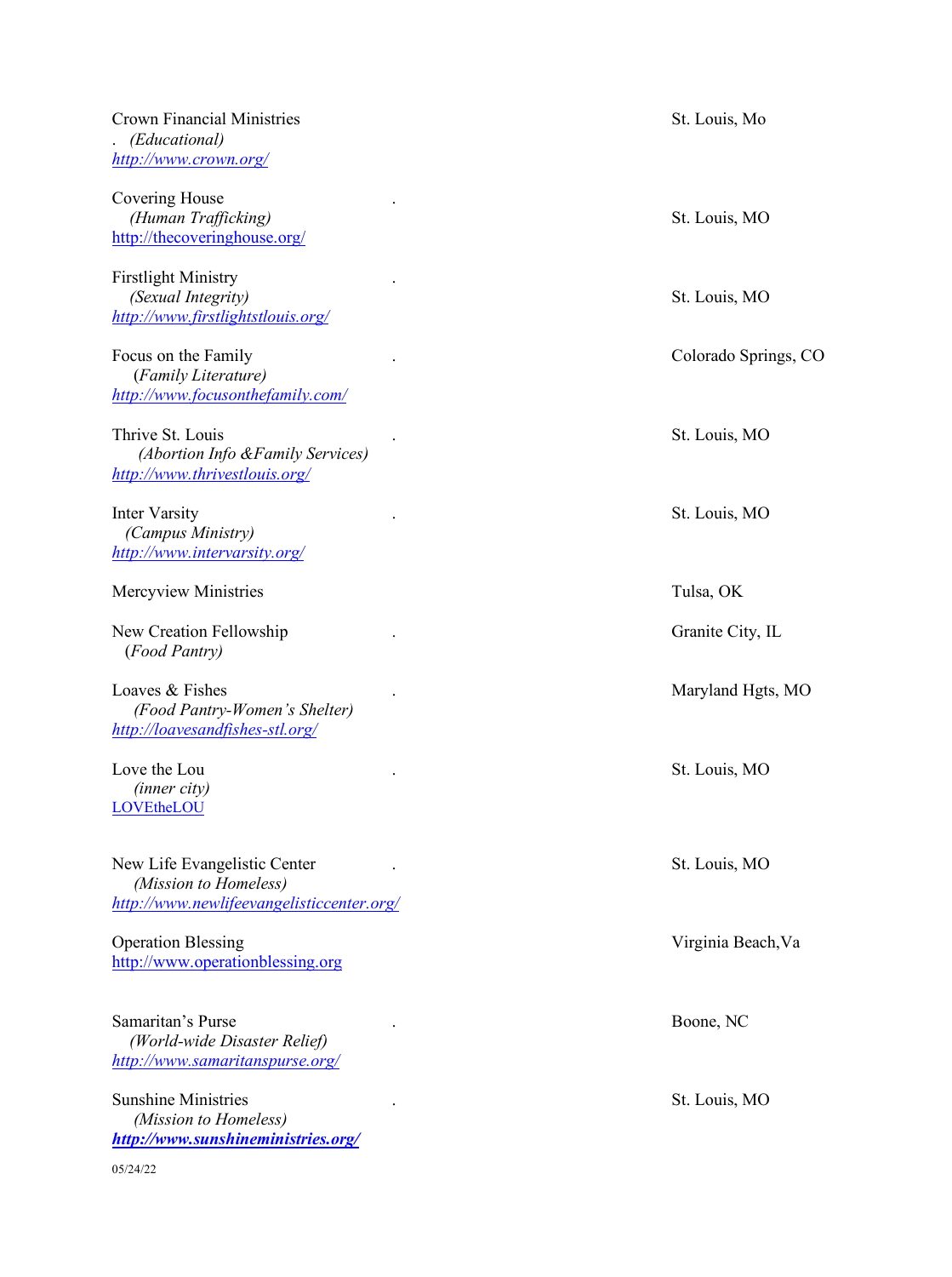Crown Financial Ministries
. *(Educational)*
[http://www.crown.org/](http://www.crown.org/)
St. Louis, Mo

Covering House .
*(Human Trafficking)*
[http://thecoveringhouse.org/](http://thecoveringhouse.org/)
St. Louis, MO

Firstlight Ministry .
*(Sexual Integrity)*
[http://www.firstlightstlouis.org/](http://www.firstlightstlouis.org/)
St. Louis, MO

Focus on the Family .
(*Family Literature)*
[http://www.focusonthefamily.com/](http://www.focusonthefamily.com/)
Colorado Springs, CO

Thrive St. Louis .
*(Abortion Info &Family Services)*
[http://www.thrivestlouis.org/](http://www.thrivestlouis.org/)
St. Louis, MO

Inter Varsity .
*(Campus Ministry)*
[http://www.intervarsity.org/](http://www.intervarsity.org/)
St. Louis, MO

Mercyview Ministries
Tulsa, OK

New Creation Fellowship .
(*Food Pantry)*
Granite City, IL

Loaves & Fishes .
*(Food Pantry-Women's Shelter)*
[http://loavesandfishes-stl.org/](http://loavesandfishes-stl.org/)
Maryland Hgts, MO

Love the Lou .
*(inner city)*
LOVEtheLOU
St. Louis, MO

New Life Evangelistic Center .
*(Mission to Homeless)*
[http://www.newlifeevangelisticcenter.org/](http://www.newlifeevangelisticcenter.org/)
St. Louis, MO

Operation Blessing
[http://www.operationblessing.org](http://www.operationblessing.org)
Virginia Beach,Va

Samaritan's Purse .
*(World-wide Disaster Relief)*
[http://www.samaritanspurse.org/](http://www.samaritanspurse.org/)
Boone, NC

Sunshine Ministries .
*(Mission to Homeless)*
[**http://www.sunshineministries.org/**](http://www.sunshineministries.org/)
St. Louis, MO

05/24/22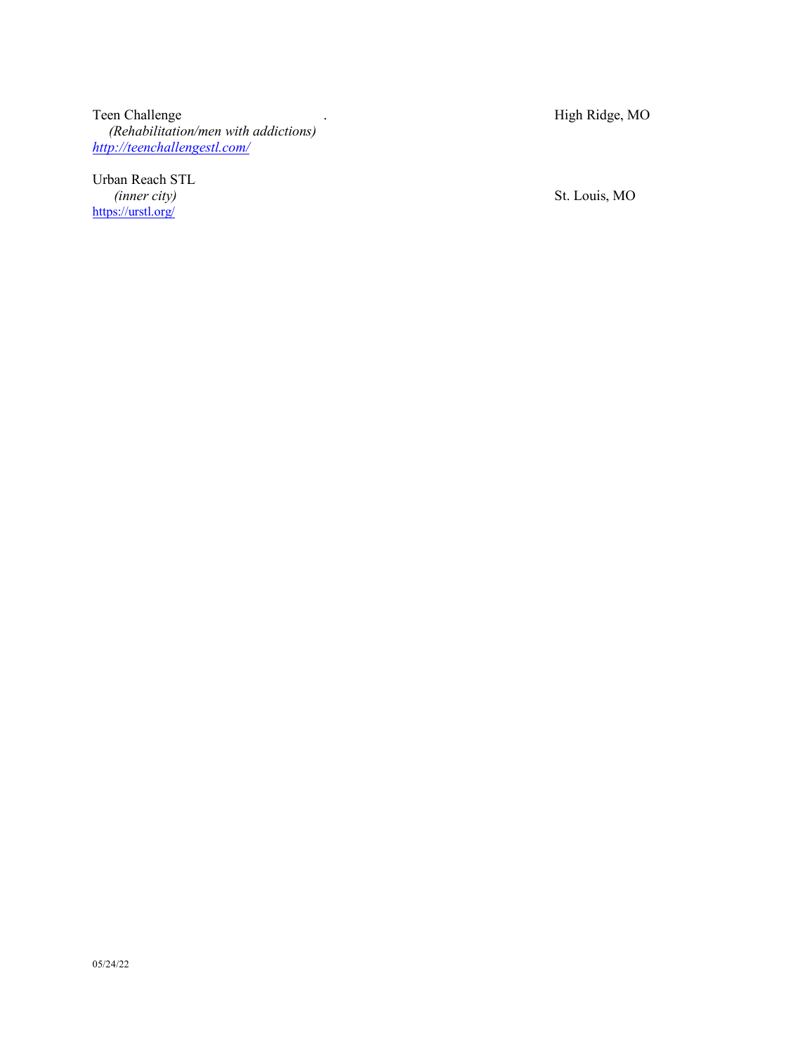Teen Challenge . High Ridge, MO
*(Rehabilitation/men with addictions)*
*http://teenchallengestl.com/*

Urban Reach STL
*(inner city)* St. Louis, MO
https://urstl.org/

05/24/22